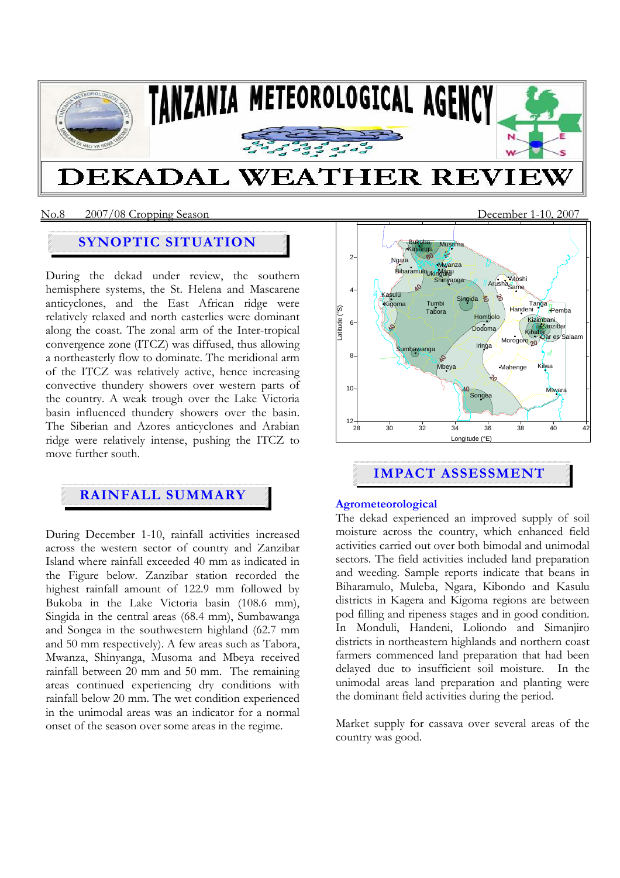# TANZANIA METEOROLOGICAL AGENCY

# DEKADAL WEATHER REVIEW

No.8 2007/08 Cropping Season December 1-10, 2007

## SYNOPTIC SITUATION

During the dekad under review, the southern hemisphere systems, the St. Helena and Mascarene anticyclones, and the East African ridge were relatively relaxed and north easterlies were dominant along the coast. The zonal arm of the Inter-tropical convergence zone (ITCZ) was diffused, thus allowing a northeasterly flow to dominate. The meridional arm of the ITCZ was relatively active, hence increasing convective thundery showers over western parts of the country. A weak trough over the Lake Victoria basin influenced thundery showers over the basin. The Siberian and Azores anticyclones and Arabian ridge were relatively intense, pushing the ITCZ to move further south.

## RAINFALL SUMMARY

During December 1-10, rainfall activities increased across the western sector of country and Zanzibar Island where rainfall exceeded 40 mm as indicated in the Figure below. Zanzibar station recorded the highest rainfall amount of 122.9 mm followed by Bukoba in the Lake Victoria basin (108.6 mm), Singida in the central areas (68.4 mm), Sumbawanga and Songea in the southwestern highland (62.7 mm and 50 mm respectively). A few areas such as Tabora, Mwanza, Shinyanga, Musoma and Mbeya received rainfall between 20 mm and 50 mm. The remaining areas continued experiencing dry conditions with rainfall below 20 mm. The wet condition experienced in the unimodal areas was an indicator for a normal onset of the season over some areas in the regime.

## IMPACT ASSESSMENT

### Agrometeorological

The dekad experienced an improved supply of soil moisture across the country, which enhanced field activities carried out over both bimodal and unimodal sectors. The field activities included land preparation and weeding. Sample reports indicate that beans in Biharamulo, Muleba, Ngara, Kibondo and Kasulu districts in Kagera and Kigoma regions are between pod filling and ripeness stages and in good condition. In Monduli, Handeni, Loliondo and Simanjiro districts in northeastern highlands and northern coast farmers commenced land preparation that had been delayed due to insufficient soil moisture. In the unimodal areas land preparation and planting were the dominant field activities during the period.

Market supply for cassava over several areas of the country was good.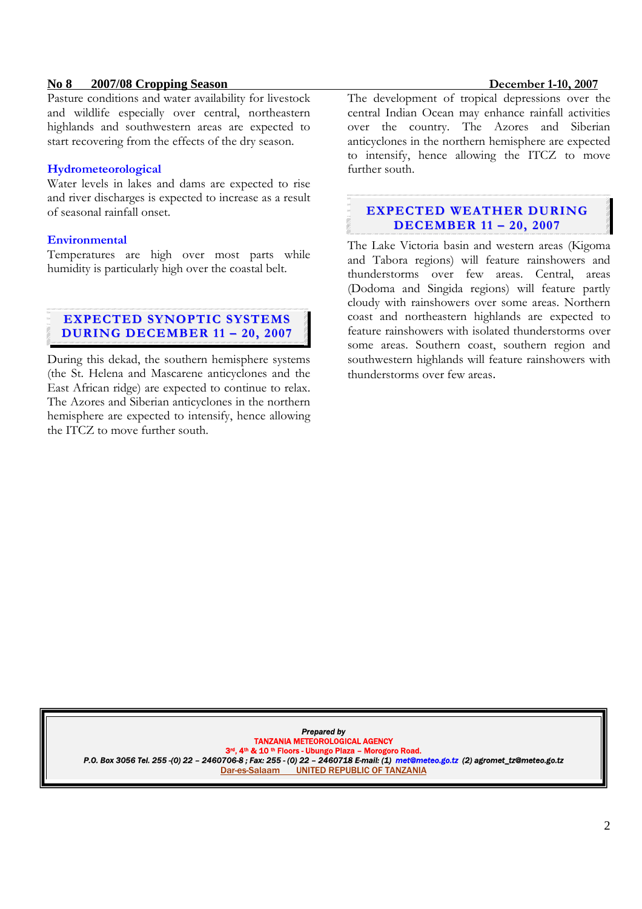Pasture conditions and water availability for livestock and wildlife especially over central, northeastern highlands and southwestern areas are expected to start recovering from the effects of the dry season.

### Hydrometeorological

Water levels in lakes and dams are expected to rise and river discharges is expected to increase as a result of seasonal rainfall onset.

### Environmental

Temperatures are high over most parts while humidity is particularly high over the coastal belt.

## EXPECTED SYNOPTIC SYSTEMS DURING DECEMBER 11 – 20, 2007

During this dekad, the southern hemisphere systems (the St. Helena and Mascarene anticyclones and the East African ridge) are expected to continue to relax. The Azores and Siberian anticyclones in the northern hemisphere are expected to intensify, hence allowing the ITCZ to move further south.

The development of tropical depressions over the central Indian Ocean may enhance rainfall activities over the country. The Azores and Siberian anticyclones in the northern hemisphere are expected to intensify, hence allowing the ITCZ to move further south.

## EXPECTED WEATHER DURING DECEMBER 11 – 20, 2007

The Lake Victoria basin and western areas (Kigoma and Tabora regions) will feature rainshowers and thunderstorms over few areas. Central, areas (Dodoma and Singida regions) will feature partly cloudy with rainshowers over some areas. Northern coast and northeastern highlands are expected to feature rainshowers with isolated thunderstorms over some areas. Southern coast, southern region and southwestern highlands will feature rainshowers with thunderstorms over few areas.

*Prepared by*
**TANZANIA METEOROLOGICAL AGENCY**
**3rd, 4th & 10 th Floors - Ubungo Plaza – Morogoro Road.**
*P.O. Box 3056 Tel. 255 -(0) 22 – 2460706-8 ; Fax: 255 - (0) 22 – 2460718 E-mail: (1) met@meteo.go.tz (2) agromet_tz@meteo.go.tz*
Dar-es-Salaam UNITED REPUBLIC OF TANZANIA